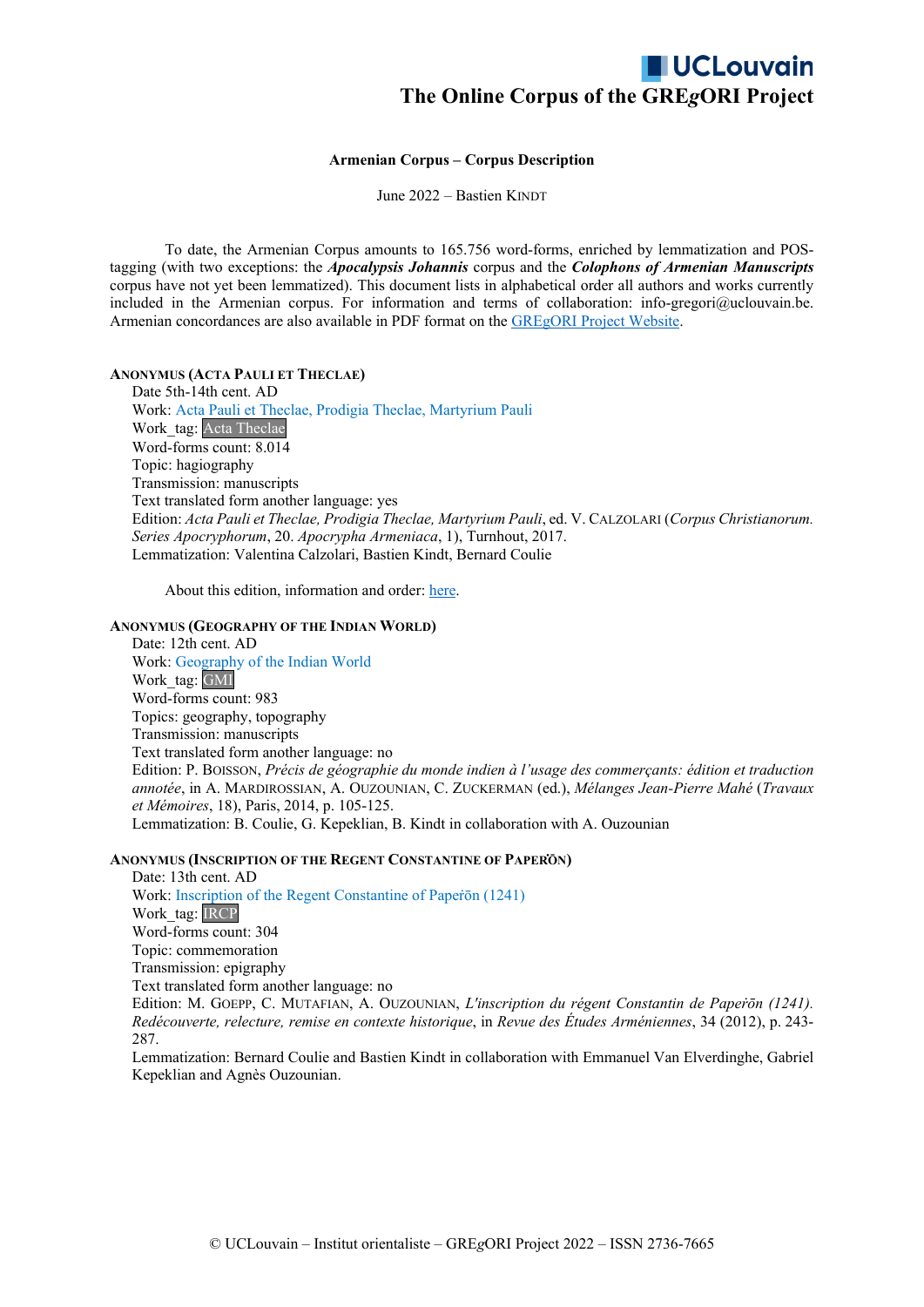# The Online Corpus of the GREgORI Project

**Armenian Corpus – Corpus Description**

June 2022 – Bastien KINDT

To date, the Armenian Corpus amounts to 165.756 word-forms, enriched by lemmatization and POS-tagging (with two exceptions: the ***Apocalypsis Johannis*** corpus and the ***Colophons of Armenian Manuscripts*** corpus have not yet been lemmatized). This document lists in alphabetical order all authors and works currently included in the Armenian corpus. For information and terms of collaboration: info-gregori@uclouvain.be. Armenian concordances are also available in PDF format on the GREgORI Project Website.

**ANONYMUS (ACTA PAULI ET THECLAE)**

Date 5th-14th cent. AD
Work: Acta Pauli et Theclae, Prodigia Theclae, Martyrium Pauli
Work_tag: Acta Theclae
Word-forms count: 8.014
Topic: hagiography
Transmission: manuscripts
Text translated form another language: yes
Edition: *Acta Pauli et Theclae, Prodigia Theclae, Martyrium Pauli*, ed. V. CALZOLARI (*Corpus Christianorum. Series Apocryphorum*, 20. *Apocrypha Armeniaca*, 1), Turnhout, 2017.
Lemmatization: Valentina Calzolari, Bastien Kindt, Bernard Coulie

About this edition, information and order: here.

**ANONYMUS (GEOGRAPHY OF THE INDIAN WORLD)**

Date: 12th cent. AD
Work: Geography of the Indian World
Work_tag: GMI
Word-forms count: 983
Topics: geography, topography
Transmission: manuscripts
Text translated form another language: no
Edition: P. BOISSON, *Précis de géographie du monde indien à l'usage des commerçants: édition et traduction annotée*, in A. MARDIROSSIAN, A. OUZOUNIAN, C. ZUCKERMAN (ed.), *Mélanges Jean-Pierre Mahé* (*Travaux et Mémoires*, 18), Paris, 2014, p. 105-125.
Lemmatization: B. Coulie, G. Kepeklian, B. Kindt in collaboration with A. Ouzounian

**ANONYMUS (INSCRIPTION OF THE REGENT CONSTANTINE OF PAPEŘŌN)**

Date: 13th cent. AD
Work: Inscription of the Regent Constantine of Papeřōn (1241)
Work_tag: IRCP
Word-forms count: 304
Topic: commemoration
Transmission: epigraphy
Text translated form another language: no
Edition: M. GOEPP, C. MUTAFIAN, A. OUZOUNIAN, *L'inscription du régent Constantin de Papeřōn (1241). Redécouverte, relecture, remise en contexte historique*, in *Revue des Études Arméniennes*, 34 (2012), p. 243-287.
Lemmatization: Bernard Coulie and Bastien Kindt in collaboration with Emmanuel Van Elverdinghe, Gabriel Kepeklian and Agnès Ouzounian.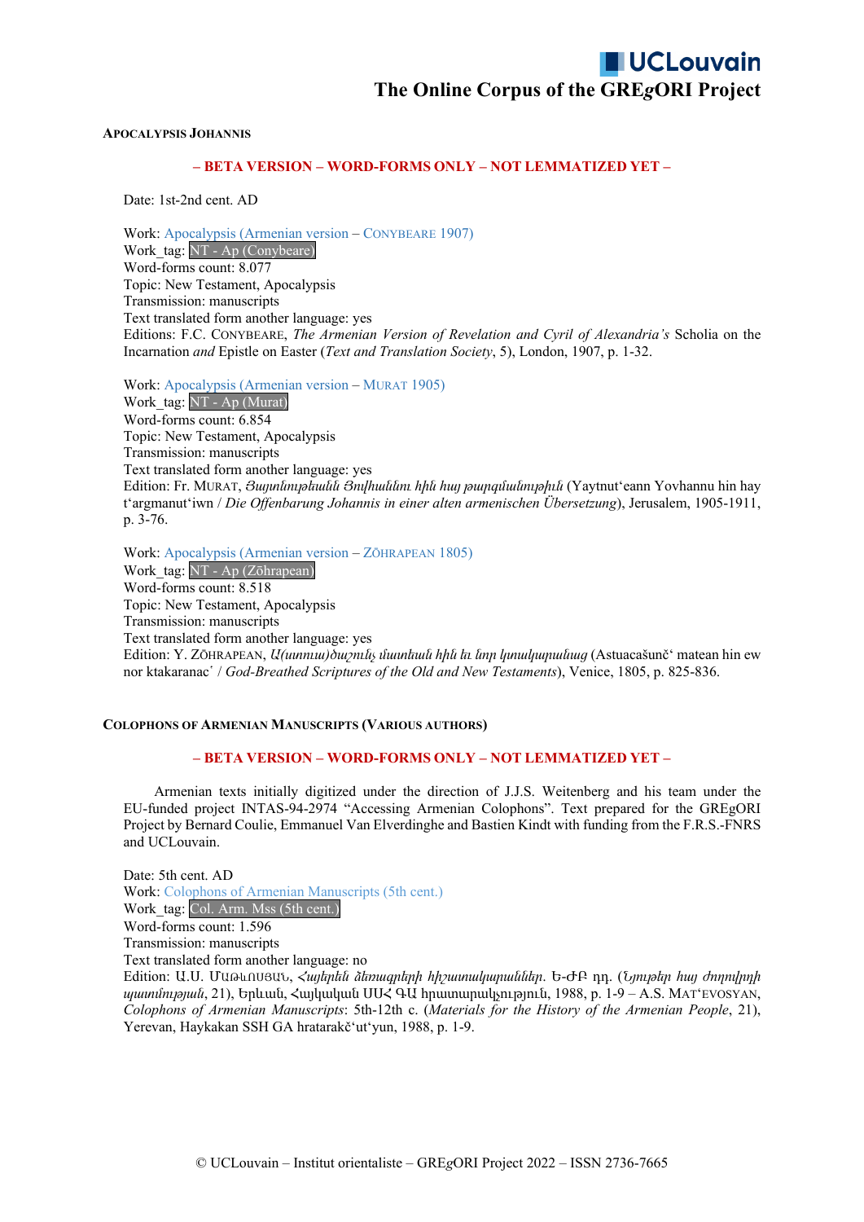### Apocalypsis Johannis

**– BETA VERSION – WORD-FORMS ONLY – NOT LEMMATIZED YET –**

Date: 1st-2nd cent. AD

Work: Apocalypsis (Armenian version – Conybeare 1907)
Work_tag: NT - Ap (Conybeare)
Word-forms count: 8.077
Topic: New Testament, Apocalypsis
Transmission: manuscripts
Text translated form another language: yes
Editions: F.C. Conybeare, *The Armenian Version of Revelation and Cyril of Alexandria's* Scholia on the Incarnation *and* Epistle on Easter (*Text and Translation Society*, 5), London, 1907, p. 1-32.

Work: Apocalypsis (Armenian version – Murat 1905)
Work_tag: NT - Ap (Murat)
Word-forms count: 6.854
Topic: New Testament, Apocalypsis
Transmission: manuscripts
Text translated form another language: yes
Edition: Fr. Murat, *Յայտնութեանն Յովհաննու հին հայ թարգմանութիւն* (Yaytnut'eann Yovhannu hin hay t'argmanut'iwn / *Die Offenbarung Johannis in einer alten armenischen Übersetzung*), Jerusalem, 1905-1911, p. 3-76.

Work: Apocalypsis (Armenian version – Zōhrapean 1805)
Work_tag: NT - Ap (Zōhrapean)
Word-forms count: 8.518
Topic: New Testament, Apocalypsis
Transmission: manuscripts
Text translated form another language: yes
Edition: Y. Zōhrapean, *Ա(ստուա)ծաշունչ մատեան հին եւ նոր կտակարանաց* (Astuacašunč' matean hin ew nor ktakaranac' / *God-Breathed Scriptures of the Old and New Testaments*), Venice, 1805, p. 825-836.

### Colophons of Armenian Manuscripts (Various Authors)

**– BETA VERSION – WORD-FORMS ONLY – NOT LEMMATIZED YET –**

Armenian texts initially digitized under the direction of J.J.S. Weitenberg and his team under the EU-funded project INTAS-94-2974 "Accessing Armenian Colophons". Text prepared for the GREgORI Project by Bernard Coulie, Emmanuel Van Elverdinghe and Bastien Kindt with funding from the F.R.S.-FNRS and UCLouvain.

Date: 5th cent. AD
Work: Colophons of Armenian Manuscripts (5th cent.)
Work_tag: Col. Arm. Mss (5th cent.)
Word-forms count: 1.596
Transmission: manuscripts
Text translated form another language: no
Edition: Ա.Ս. Մաթևոսյան, *Հայերեն ձեռագրերի հիշատակարաններ*. Ե-ԺԲ դդ. (*Նյութեր հայ ժողովրդի պատմության*, 21), Երևան, Հայկական ՍՍՀ ԳԱ հրատարակչություն, 1988, p. 1-9 – A.S. Mat'evosyan, *Colophons of Armenian Manuscripts*: 5th-12th c. (*Materials for the History of the Armenian People*, 21), Yerevan, Haykakan SSH GA hratarakč'ut'yun, 1988, p. 1-9.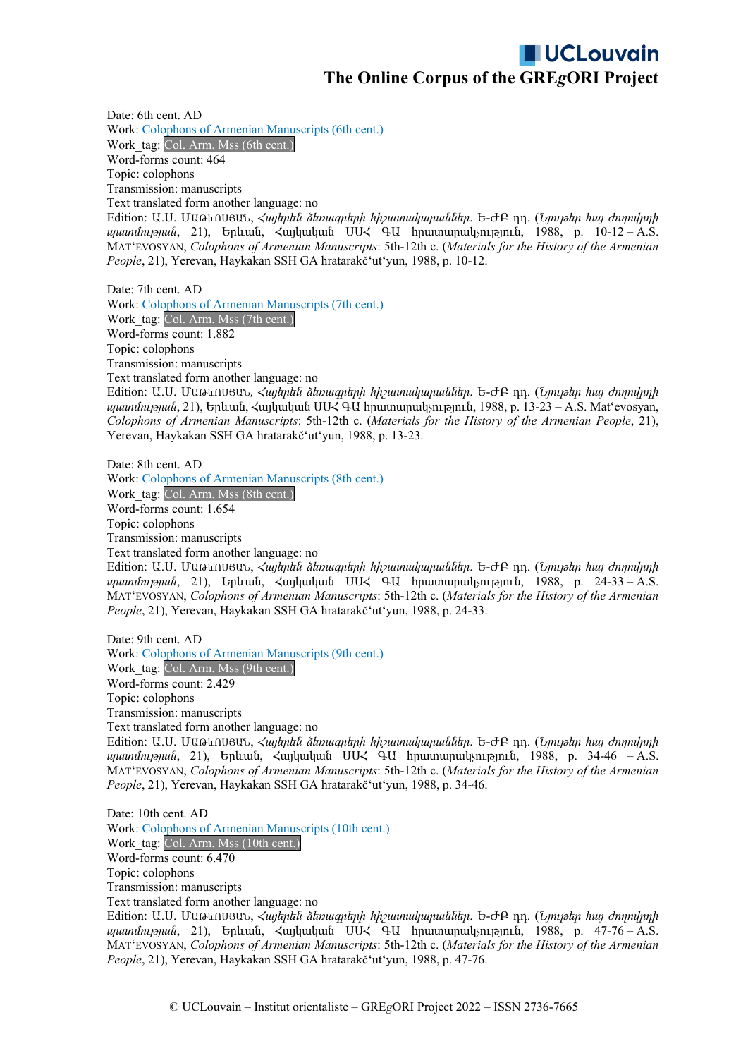Date: 6th cent. AD
Work: Colophons of Armenian Manuscripts (6th cent.)
Work_tag: Col. Arm. Mss (6th cent.)
Word-forms count: 464
Topic: colophons
Transmission: manuscripts
Text translated form another language: no
Edition: Ա.Ս. ՄԱԹևՈՍՅԱՆ, *Հայերեն ձեռագրերի հիշատակարաններ*. Ե-ԺԲ դդ. (*Նյութեր հայ ժողովրդի պատմության*, 21), Երևան, Հայկական ՍՍՀ ԳԱ հրատարակչություն, 1988, p. 10-12 – A.S. MATʻEVOSYAN, *Colophons of Armenian Manuscripts*: 5th-12th c. (*Materials for the History of the Armenian People*, 21), Yerevan, Haykakan SSH GA hratarakčʻutʻyun, 1988, p. 10-12.

Date: 7th cent. AD
Work: Colophons of Armenian Manuscripts (7th cent.)
Work_tag: Col. Arm. Mss (7th cent.)
Word-forms count: 1.882
Topic: colophons
Transmission: manuscripts
Text translated form another language: no
Edition: Ա.Ս. ՄԱԹևՈՍՅԱՆ, *Հայերեն ձեռագրերի հիշատակարաններ*. Ե-ԺԲ դդ. (*Նյութեր հայ ժողովրդի պատմության*, 21), Երևան, Հայկական ՍՍՀ ԳԱ հրատարակչություն, 1988, p. 13-23 – A.S. Matʻevosyan, *Colophons of Armenian Manuscripts*: 5th-12th c. (*Materials for the History of the Armenian People*, 21), Yerevan, Haykakan SSH GA hratarakčʻutʻyun, 1988, p. 13-23.

Date: 8th cent. AD
Work: Colophons of Armenian Manuscripts (8th cent.)
Work_tag: Col. Arm. Mss (8th cent.)
Word-forms count: 1.654
Topic: colophons
Transmission: manuscripts
Text translated form another language: no
Edition: Ա.Ս. ՄԱԹևՈՍՅԱՆ, *Հայերեն ձեռագրերի հիշատակարաններ*. Ե-ԺԲ դդ. (*Նյութեր հայ ժողովրդի պատմության*, 21), Երևան, Հայկական ՍՍՀ ԳԱ հրատարակչություն, 1988, p. 24-33 – A.S. MATʻEVOSYAN, *Colophons of Armenian Manuscripts*: 5th-12th c. (*Materials for the History of the Armenian People*, 21), Yerevan, Haykakan SSH GA hratarakčʻutʻyun, 1988, p. 24-33.

Date: 9th cent. AD
Work: Colophons of Armenian Manuscripts (9th cent.)
Work_tag: Col. Arm. Mss (9th cent.)
Word-forms count: 2.429
Topic: colophons
Transmission: manuscripts
Text translated form another language: no
Edition: Ա.Ս. ՄԱԹևՈՍՅԱՆ, *Հայերեն ձեռագրերի հիշատակարաններ*. Ե-ԺԲ դդ. (*Նյութեր հայ ժողովրդի պատմության*, 21), Երևան, Հայկական ՍՍՀ ԳԱ հրատարակչություն, 1988, p. 34-46 – A.S. MATʻEVOSYAN, *Colophons of Armenian Manuscripts*: 5th-12th c. (*Materials for the History of the Armenian People*, 21), Yerevan, Haykakan SSH GA hratarakčʻutʻyun, 1988, p. 34-46.

Date: 10th cent. AD
Work: Colophons of Armenian Manuscripts (10th cent.)
Work_tag: Col. Arm. Mss (10th cent.)
Word-forms count: 6.470
Topic: colophons
Transmission: manuscripts
Text translated form another language: no
Edition: Ա.Ս. ՄԱԹևՈՍՅԱՆ, *Հայերեն ձեռագրերի հիշատակարաններ*. Ե-ԺԲ դդ. (*Նյութեր հայ ժողովրդի պատմության*, 21), Երևան, Հայկական ՍՍՀ ԳԱ հրատարակչություն, 1988, p. 47-76 – A.S. MATʻEVOSYAN, *Colophons of Armenian Manuscripts*: 5th-12th c. (*Materials for the History of the Armenian People*, 21), Yerevan, Haykakan SSH GA hratarakčʻutʻyun, 1988, p. 47-76.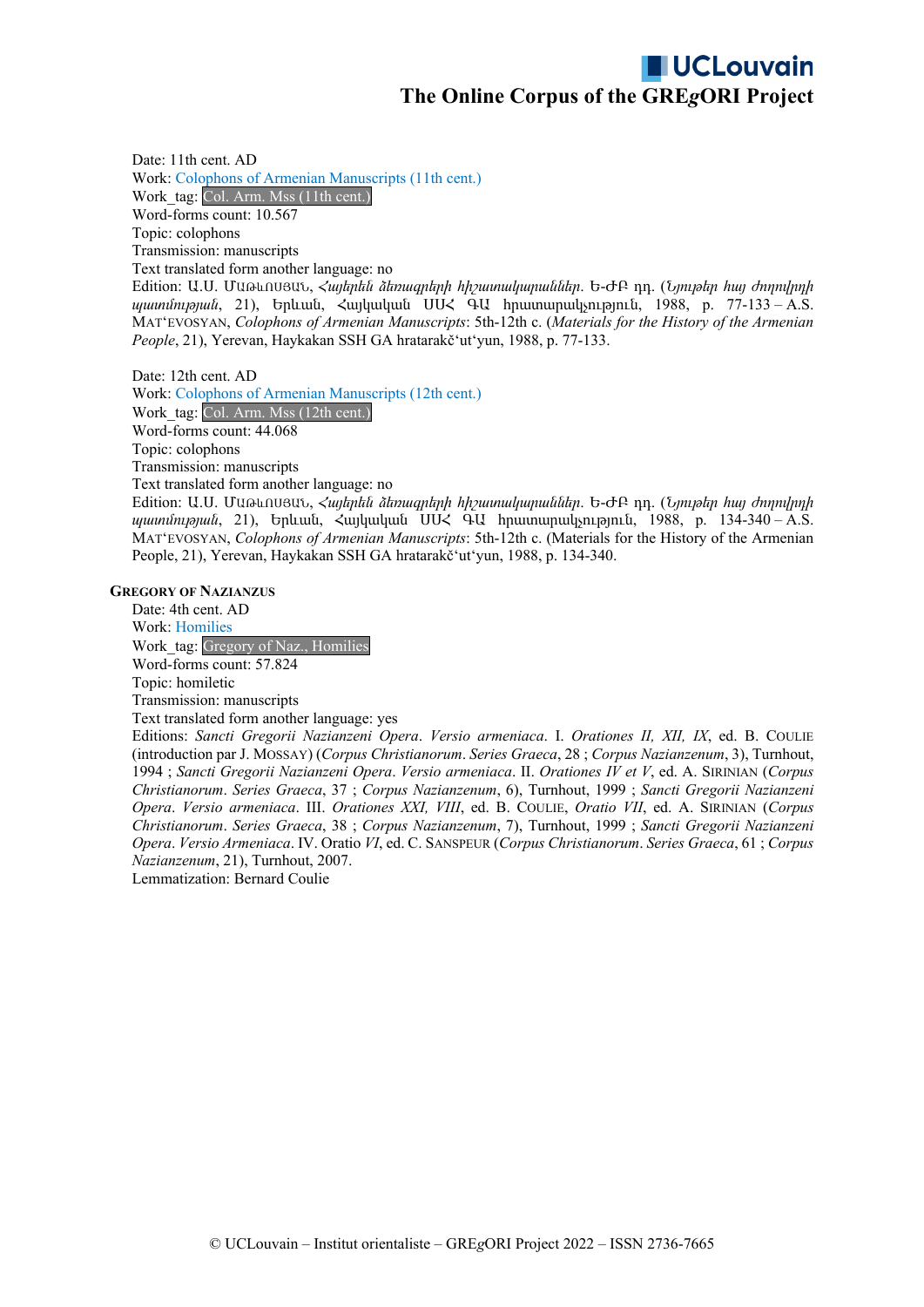Date: 11th cent. AD
Work: Colophons of Armenian Manuscripts (11th cent.)
Work_tag: Col. Arm. Mss (11th cent.)
Word-forms count: 10.567
Topic: colophons
Transmission: manuscripts
Text translated form another language: no
Edition: Ա.Ս. ՄԱԹևՈՍՅԱՆ, *Հայերեն ձեռագրերի հիշատակարաններ*. Ե-ԺԲ դդ. (*Նյութեր հայ ժողովրդի պատմության*, 21), Երևան, Հայկական ՍՍՀ ԳԱ հրատարակչություն, 1988, p. 77-133 – A.S. MATʻEVOSYAN, *Colophons of Armenian Manuscripts*: 5th-12th c. (*Materials for the History of the Armenian People*, 21), Yerevan, Haykakan SSH GA hratarakčʻutʻyun, 1988, p. 77-133.

Date: 12th cent. AD
Work: Colophons of Armenian Manuscripts (12th cent.)
Work_tag: Col. Arm. Mss (12th cent.)
Word-forms count: 44.068
Topic: colophons
Transmission: manuscripts
Text translated form another language: no
Edition: Ա.Ս. ՄԱԹևՈՍՅԱՆ, *Հայերեն ձեռագրերի հիշատակարաններ*. Ե-ԺԲ դդ. (*Նյութեր հայ ժողովրդի պատմության*, 21), Երևան, Հայկական ՍՍՀ ԳԱ հրատարակչություն, 1988, p. 134-340 – A.S. MATʻEVOSYAN, *Colophons of Armenian Manuscripts*: 5th-12th c. (Materials for the History of the Armenian People, 21), Yerevan, Haykakan SSH GA hratarakčʻutʻyun, 1988, p. 134-340.

**GREGORY OF NAZIANZUS**

Date: 4th cent. AD
Work: Homilies
Work_tag: Gregory of Naz., Homilies
Word-forms count: 57.824
Topic: homiletic
Transmission: manuscripts
Text translated form another language: yes
Editions: *Sancti Gregorii Nazianzeni Opera*. *Versio armeniaca*. I. *Orationes II, XII, IX*, ed. B. COULIE (introduction par J. MOSSAY) (*Corpus Christianorum*. *Series Graeca*, 28 ; *Corpus Nazianzenum*, 3), Turnhout, 1994 ; *Sancti Gregorii Nazianzeni Opera*. *Versio armeniaca*. II. *Orationes IV et V*, ed. A. SIRINIAN (*Corpus Christianorum*. *Series Graeca*, 37 ; *Corpus Nazianzenum*, 6), Turnhout, 1999 ; *Sancti Gregorii Nazianzeni Opera*. *Versio armeniaca*. III. *Orationes XXI, VIII*, ed. B. COULIE, *Oratio VII*, ed. A. SIRINIAN (*Corpus Christianorum*. *Series Graeca*, 38 ; *Corpus Nazianzenum*, 7), Turnhout, 1999 ; *Sancti Gregorii Nazianzeni Opera*. *Versio Armeniaca*. IV. Oratio *VI*, ed. C. SANSPEUR (*Corpus Christianorum*. *Series Graeca*, 61 ; *Corpus Nazianzenum*, 21), Turnhout, 2007.
Lemmatization: Bernard Coulie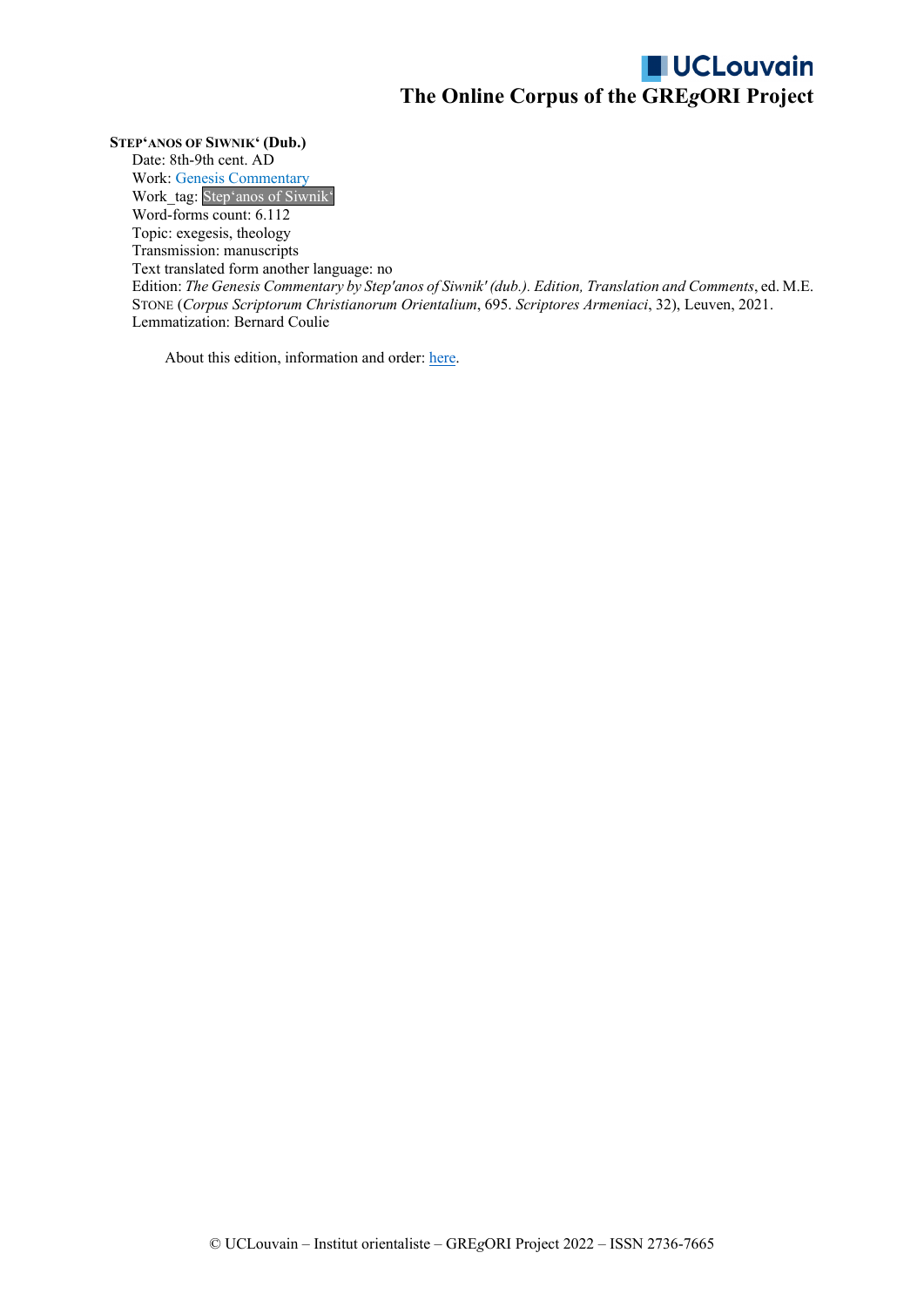**STEP‘ANOS OF SIWNIK‘ (Dub.)**

Date: 8th-9th cent. AD
Work: Genesis Commentary
Work_tag: Step‘anos of Siwnik‘
Word-forms count: 6.112
Topic: exegesis, theology
Transmission: manuscripts
Text translated form another language: no
Edition: *The Genesis Commentary by Step'anos of Siwnik' (dub.). Edition, Translation and Comments*, ed. M.E. STONE (*Corpus Scriptorum Christianorum Orientalium*, 695. *Scriptores Armeniaci*, 32), Leuven, 2021.
Lemmatization: Bernard Coulie

About this edition, information and order: here.